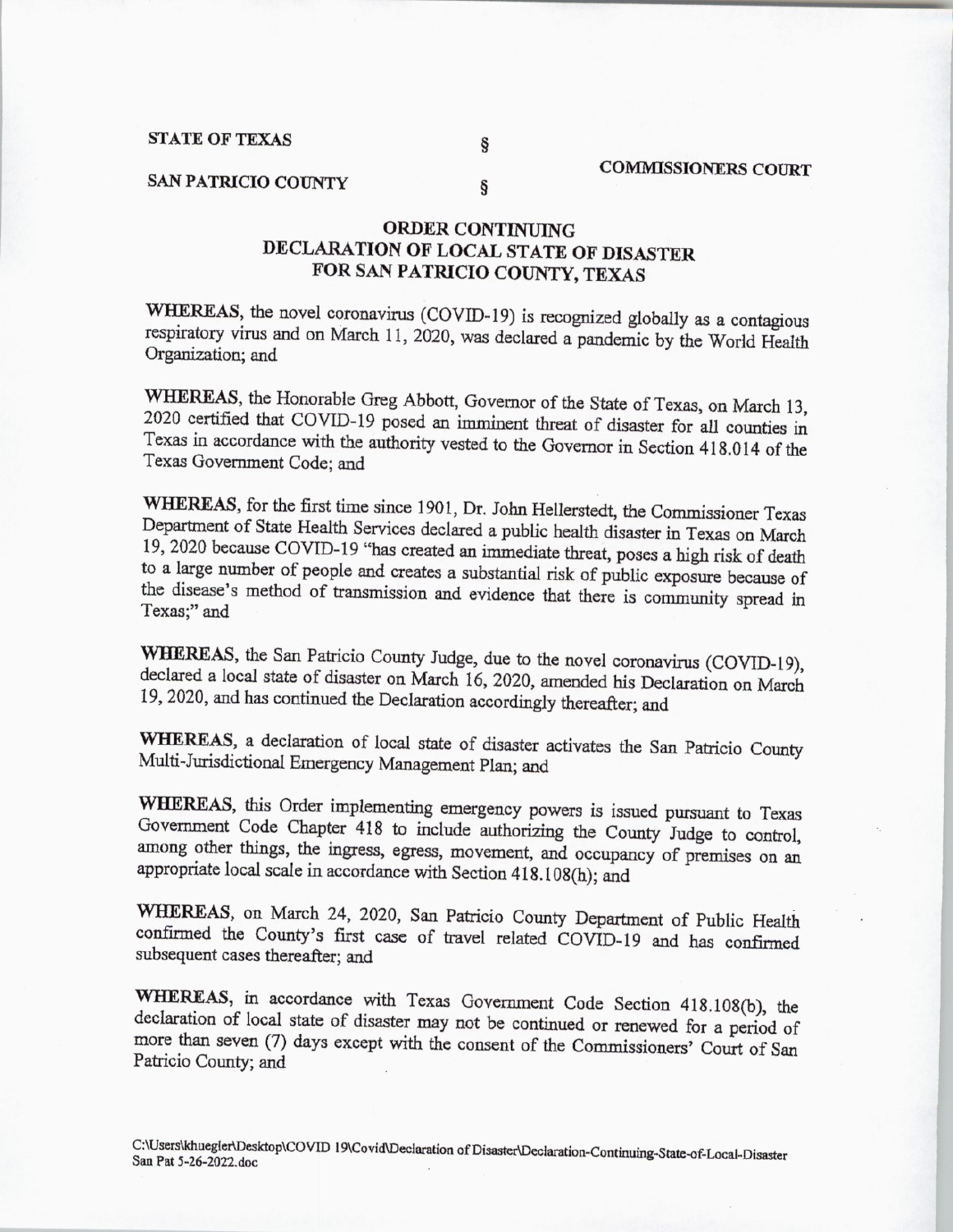STATE OF TEXAS §

SAN PATRICIO COUNTY § COMMISSIONERS COURT

## ORDER CONTINUING DECLARATION OF LOCAL STATE OF DISASTER FOR SAN PATRICIO COUNTY, TEXAS

**WHEREAS**, the novel coronavirus (COVID-19) is recognized globally as a contagious respiratory virus and on March 11, 2020, was declared a pandemic by the World Health Organization; and

**WHEREAS**, the Honorable Greg Abbott, Governor of the State of Texas, on March 13, 2020 certified that COVID-19 posed an imminent threat of disaster for all counties in Texas in accordance with the authority vested to the Governor in Section 418.014 of the Texas Government Code; and

**WHEREAS**, for the first time since 1901, Dr. John Hellerstedt, the Commissioner Texas Department of State Health Services declared a public health disaster in Texas on March 19, 2020 because COVID-19 "has created an immediate threat, poses a high risk of death to a large number of people and creates a substantial risk of public exposure because of the disease's method of transmission and evidence that there is community spread in Texas;" and

**WHEREAS**, the San Patricio County Judge, due to the novel coronavirus (COVID-19), declared a local state of disaster on March 16, 2020, amended his Declaration on March 19, 2020, and has continued the Declaration accordingly thereafter; and

**WHEREAS**, a declaration of local state of disaster activates the San Patricio County Multi-Jurisdictional Emergency Management Plan; and

**WHEREAS**, this Order implementing emergency powers is issued pursuant to Texas Government Code Chapter 418 to include authorizing the County Judge to control, among other things, the ingress, egress, movement, and occupancy of premises on an appropriate local scale in accordance with Section 418.108(h); and

**WHEREAS**, on March 24, 2020, San Patricio County Department of Public Health confirmed the County's first case of travel related COVID-19 and has confirmed subsequent cases thereafter; and

**WHEREAS**, in accordance with Texas Government Code Section 418.108(b), the declaration of local state of disaster may not be continued or renewed for a period of more than seven (7) days except with the consent of the Commissioners' Court of San Patricio County; and

C:\Users\khuegler\Desktop\COVID 19\Covid\Declaration of Disaster\Declaration-Continuing-State-of-Local-Disaster San Pat 5-26-2022.doc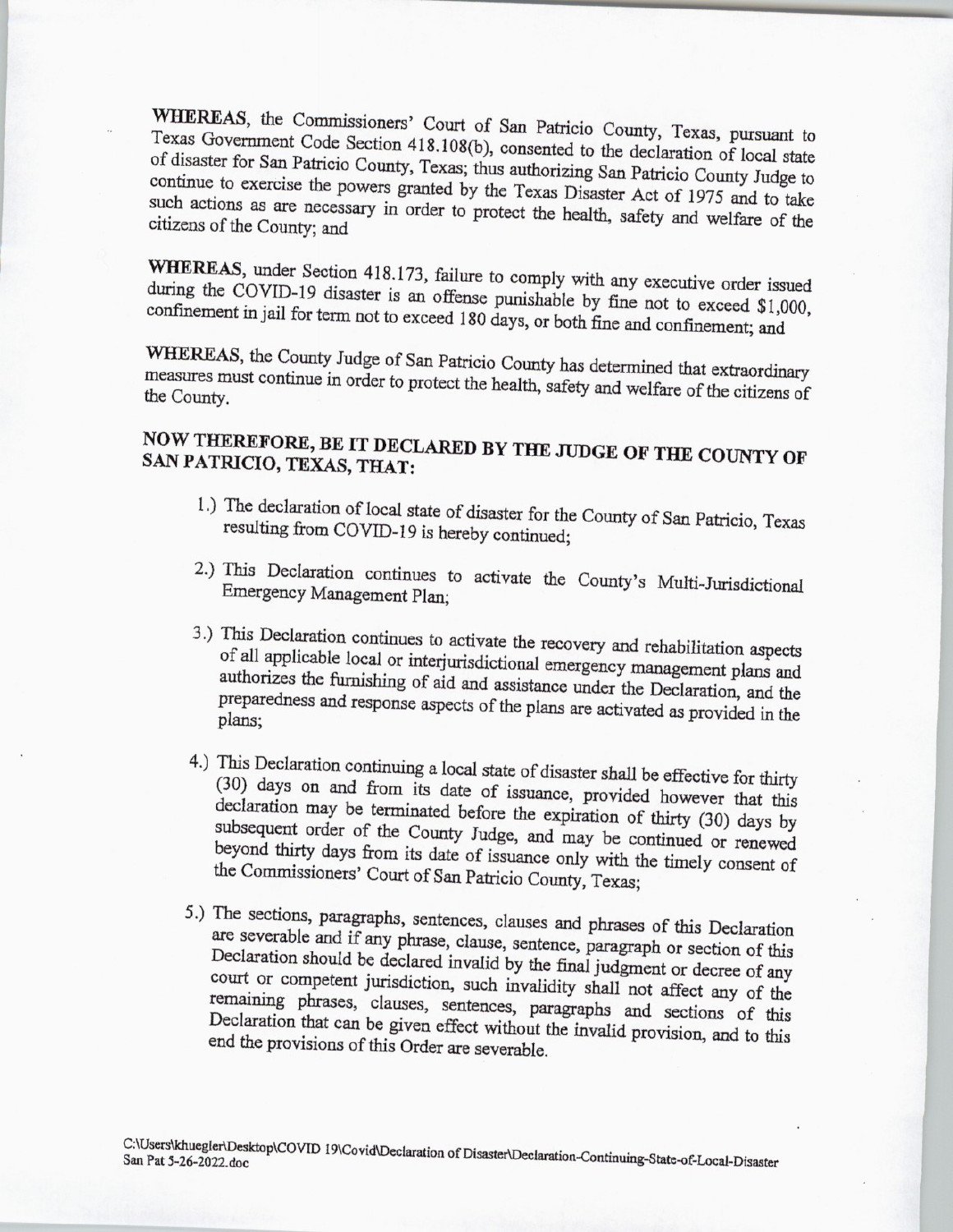**WHEREAS**, the Commissioners' Court of San Patricio County, Texas, pursuant to Texas Government Code Section 418.108(b), consented to the declaration of local state of disaster for San Patricio County, Texas; thus authorizing San Patricio County Judge to continue to exercise the powers granted by the Texas Disaster Act of 1975 and to take such actions as are necessary in order to protect the health, safety and welfare of the citizens of the County; and

**WHEREAS**, under Section 418.173, failure to comply with any executive order issued during the COVID-19 disaster is an offense punishable by fine not to exceed $1,000, confinement in jail for term not to exceed 180 days, or both fine and confinement; and

**WHEREAS**, the County Judge of San Patricio County has determined that extraordinary measures must continue in order to protect the health, safety and welfare of the citizens of the County.

**NOW THEREFORE, BE IT DECLARED BY THE JUDGE OF THE COUNTY OF SAN PATRICIO, TEXAS, THAT:**

1.) The declaration of local state of disaster for the County of San Patricio, Texas resulting from COVID-19 is hereby continued;

2.) This Declaration continues to activate the County's Multi-Jurisdictional Emergency Management Plan;

3.) This Declaration continues to activate the recovery and rehabilitation aspects of all applicable local or interjurisdictional emergency management plans and authorizes the furnishing of aid and assistance under the Declaration, and the preparedness and response aspects of the plans are activated as provided in the plans;

4.) This Declaration continuing a local state of disaster shall be effective for thirty (30) days on and from its date of issuance, provided however that this declaration may be terminated before the expiration of thirty (30) days by subsequent order of the County Judge, and may be continued or renewed beyond thirty days from its date of issuance only with the timely consent of the Commissioners' Court of San Patricio County, Texas;

5.) The sections, paragraphs, sentences, clauses and phrases of this Declaration are severable and if any phrase, clause, sentence, paragraph or section of this Declaration should be declared invalid by the final judgment or decree of any court or competent jurisdiction, such invalidity shall not affect any of the remaining phrases, clauses, sentences, paragraphs and sections of this Declaration that can be given effect without the invalid provision, and to this end the provisions of this Order are severable.

C:\Users\khuegler\Desktop\COVID 19\Covid\Declaration of Disaster\Declaration-Continuing-State-of-Local-Disaster San Pat 5-26-2022.doc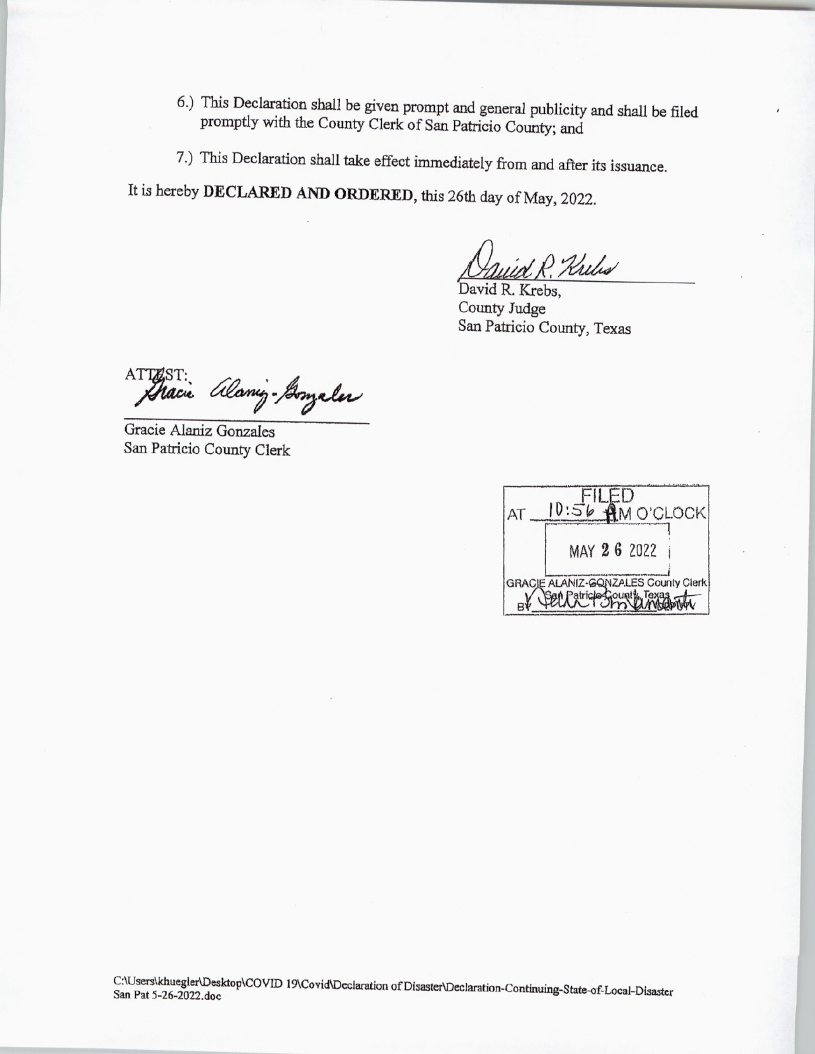6.) This Declaration shall be given prompt and general publicity and shall be filed promptly with the County Clerk of San Patricio County; and

7.) This Declaration shall take effect immediately from and after its issuance.

It is hereby **DECLARED AND ORDERED**, this 26th day of May, 2022.

David R. Krebs

David R. Krebs,
County Judge
San Patricio County, Texas

ATTEST: Gracie Alaniz-Gonzales

Gracie Alaniz Gonzales
San Patricio County Clerk

FILED
AT 10:56 AM O'CLOCK
MAY 26 2022
GRACIE ALANIZ-GONZALES County Clerk
San Patricio County, Texas
BY

C:\Users\khuegler\Desktop\COVID 19\Covid\Declaration of Disaster\Declaration-Continuing-State-of-Local-Disaster San Pat 5-26-2022.doc